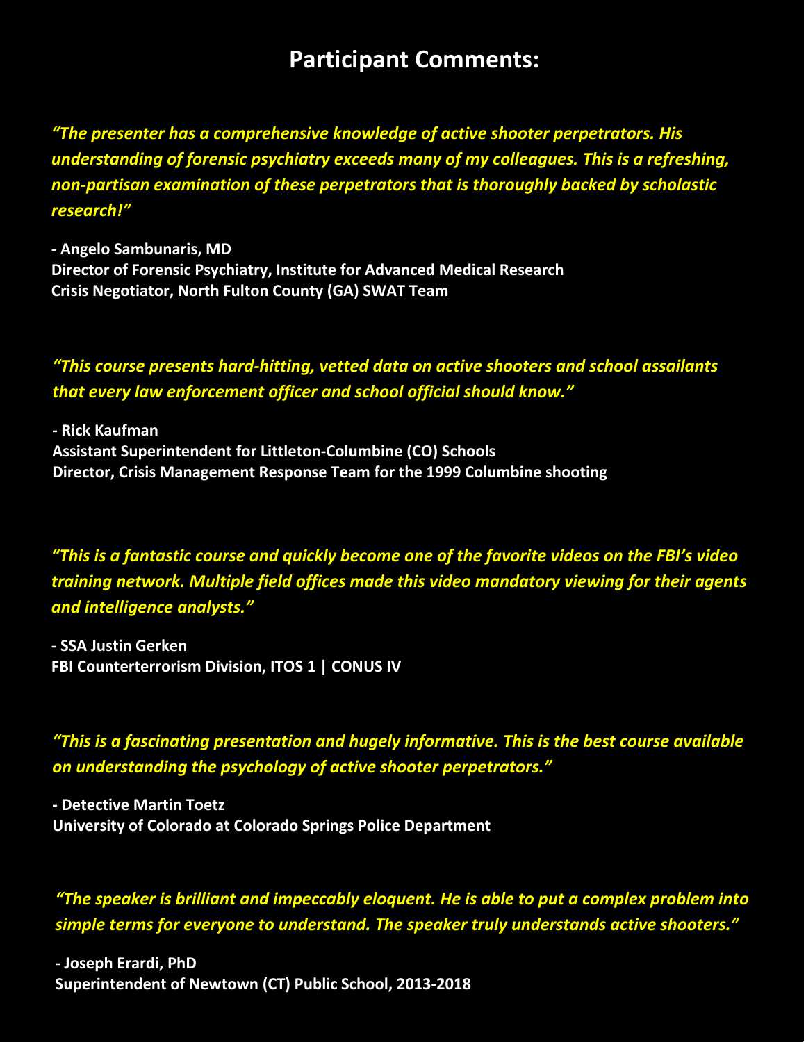# Participant Comments:

*"The presenter has a comprehensive knowledge of active shooter perpetrators. His understanding of forensic psychiatry exceeds many of my colleagues. This is a refreshing, non-partisan examination of these perpetrators that is thoroughly backed by scholastic research!"*

**- Angelo Sambunaris, MD**
**Director of Forensic Psychiatry, Institute for Advanced Medical Research**
**Crisis Negotiator, North Fulton County (GA) SWAT Team**

*"This course presents hard-hitting, vetted data on active shooters and school assailants that every law enforcement officer and school official should know."*

**- Rick Kaufman**
**Assistant Superintendent for Littleton-Columbine (CO) Schools**
**Director, Crisis Management Response Team for the 1999 Columbine shooting**

*"This is a fantastic course and quickly become one of the favorite videos on the FBI's video training network. Multiple field offices made this video mandatory viewing for their agents and intelligence analysts."*

**- SSA Justin Gerken**
**FBI Counterterrorism Division, ITOS 1 | CONUS IV**

*"This is a fascinating presentation and hugely informative. This is the best course available on understanding the psychology of active shooter perpetrators."*

**- Detective Martin Toetz**
**University of Colorado at Colorado Springs Police Department**

*"The speaker is brilliant and impeccably eloquent. He is able to put a complex problem into simple terms for everyone to understand. The speaker truly understands active shooters."*

**- Joseph Erardi, PhD**
**Superintendent of Newtown (CT) Public School, 2013-2018**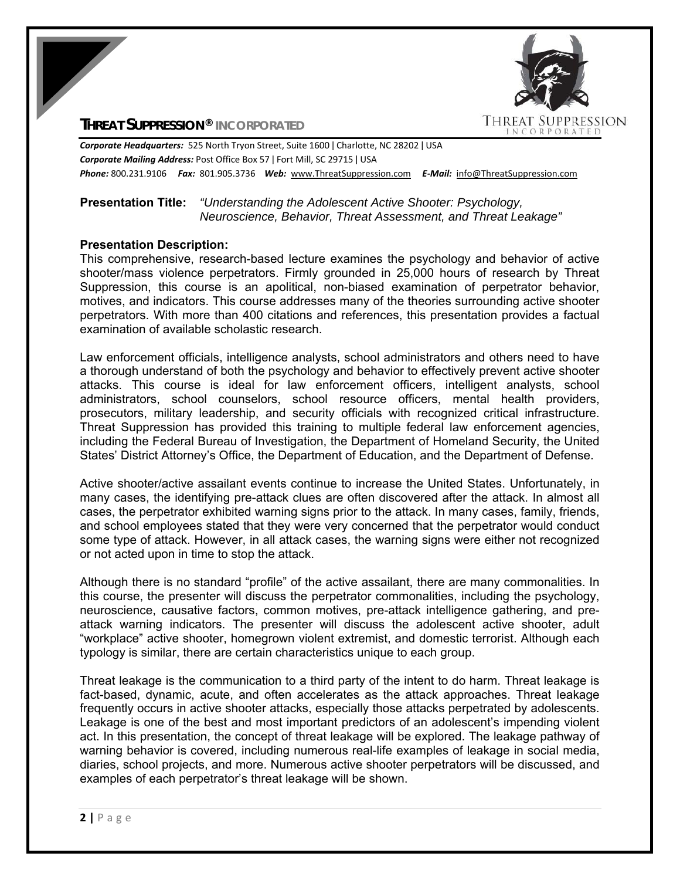**THREAT SUPPRESSION® INCORPORATED**

***Corporate Headquarters:*** 525 North Tryon Street, Suite 1600 | Charlotte, NC 28202 | USA
***Corporate Mailing Address:*** Post Office Box 57 | Fort Mill, SC 29715 | USA
***Phone:*** 800.231.9106 ***Fax:*** 801.905.3736 ***Web:*** www.ThreatSuppression.com ***E-Mail:*** info@ThreatSuppression.com

**Presentation Title:** *"Understanding the Adolescent Active Shooter: Psychology, Neuroscience, Behavior, Threat Assessment, and Threat Leakage"*

**Presentation Description:**

This comprehensive, research-based lecture examines the psychology and behavior of active shooter/mass violence perpetrators. Firmly grounded in 25,000 hours of research by Threat Suppression, this course is an apolitical, non-biased examination of perpetrator behavior, motives, and indicators. This course addresses many of the theories surrounding active shooter perpetrators. With more than 400 citations and references, this presentation provides a factual examination of available scholastic research.

Law enforcement officials, intelligence analysts, school administrators and others need to have a thorough understand of both the psychology and behavior to effectively prevent active shooter attacks. This course is ideal for law enforcement officers, intelligent analysts, school administrators, school counselors, school resource officers, mental health providers, prosecutors, military leadership, and security officials with recognized critical infrastructure. Threat Suppression has provided this training to multiple federal law enforcement agencies, including the Federal Bureau of Investigation, the Department of Homeland Security, the United States' District Attorney's Office, the Department of Education, and the Department of Defense.

Active shooter/active assailant events continue to increase the United States. Unfortunately, in many cases, the identifying pre-attack clues are often discovered after the attack. In almost all cases, the perpetrator exhibited warning signs prior to the attack. In many cases, family, friends, and school employees stated that they were very concerned that the perpetrator would conduct some type of attack. However, in all attack cases, the warning signs were either not recognized or not acted upon in time to stop the attack.

Although there is no standard "profile" of the active assailant, there are many commonalities. In this course, the presenter will discuss the perpetrator commonalities, including the psychology, neuroscience, causative factors, common motives, pre-attack intelligence gathering, and pre-attack warning indicators. The presenter will discuss the adolescent active shooter, adult "workplace" active shooter, homegrown violent extremist, and domestic terrorist. Although each typology is similar, there are certain characteristics unique to each group.

Threat leakage is the communication to a third party of the intent to do harm. Threat leakage is fact-based, dynamic, acute, and often accelerates as the attack approaches. Threat leakage frequently occurs in active shooter attacks, especially those attacks perpetrated by adolescents. Leakage is one of the best and most important predictors of an adolescent's impending violent act. In this presentation, the concept of threat leakage will be explored. The leakage pathway of warning behavior is covered, including numerous real-life examples of leakage in social media, diaries, school projects, and more. Numerous active shooter perpetrators will be discussed, and examples of each perpetrator's threat leakage will be shown.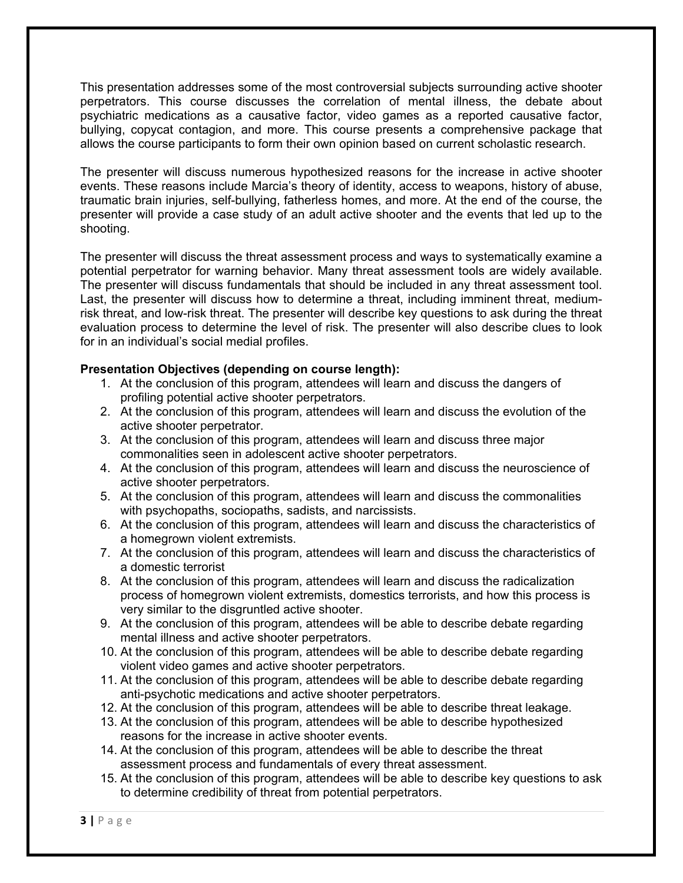This presentation addresses some of the most controversial subjects surrounding active shooter perpetrators. This course discusses the correlation of mental illness, the debate about psychiatric medications as a causative factor, video games as a reported causative factor, bullying, copycat contagion, and more. This course presents a comprehensive package that allows the course participants to form their own opinion based on current scholastic research.

The presenter will discuss numerous hypothesized reasons for the increase in active shooter events. These reasons include Marcia's theory of identity, access to weapons, history of abuse, traumatic brain injuries, self-bullying, fatherless homes, and more. At the end of the course, the presenter will provide a case study of an adult active shooter and the events that led up to the shooting.

The presenter will discuss the threat assessment process and ways to systematically examine a potential perpetrator for warning behavior. Many threat assessment tools are widely available. The presenter will discuss fundamentals that should be included in any threat assessment tool. Last, the presenter will discuss how to determine a threat, including imminent threat, medium-risk threat, and low-risk threat. The presenter will describe key questions to ask during the threat evaluation process to determine the level of risk. The presenter will also describe clues to look for in an individual's social medial profiles.

**Presentation Objectives (depending on course length):**

1. At the conclusion of this program, attendees will learn and discuss the dangers of profiling potential active shooter perpetrators.
2. At the conclusion of this program, attendees will learn and discuss the evolution of the active shooter perpetrator.
3. At the conclusion of this program, attendees will learn and discuss three major commonalities seen in adolescent active shooter perpetrators.
4. At the conclusion of this program, attendees will learn and discuss the neuroscience of active shooter perpetrators.
5. At the conclusion of this program, attendees will learn and discuss the commonalities with psychopaths, sociopaths, sadists, and narcissists.
6. At the conclusion of this program, attendees will learn and discuss the characteristics of a homegrown violent extremists.
7. At the conclusion of this program, attendees will learn and discuss the characteristics of a domestic terrorist
8. At the conclusion of this program, attendees will learn and discuss the radicalization process of homegrown violent extremists, domestics terrorists, and how this process is very similar to the disgruntled active shooter.
9. At the conclusion of this program, attendees will be able to describe debate regarding mental illness and active shooter perpetrators.
10. At the conclusion of this program, attendees will be able to describe debate regarding violent video games and active shooter perpetrators.
11. At the conclusion of this program, attendees will be able to describe debate regarding anti-psychotic medications and active shooter perpetrators.
12. At the conclusion of this program, attendees will be able to describe threat leakage.
13. At the conclusion of this program, attendees will be able to describe hypothesized reasons for the increase in active shooter events.
14. At the conclusion of this program, attendees will be able to describe the threat assessment process and fundamentals of every threat assessment.
15. At the conclusion of this program, attendees will be able to describe key questions to ask to determine credibility of threat from potential perpetrators.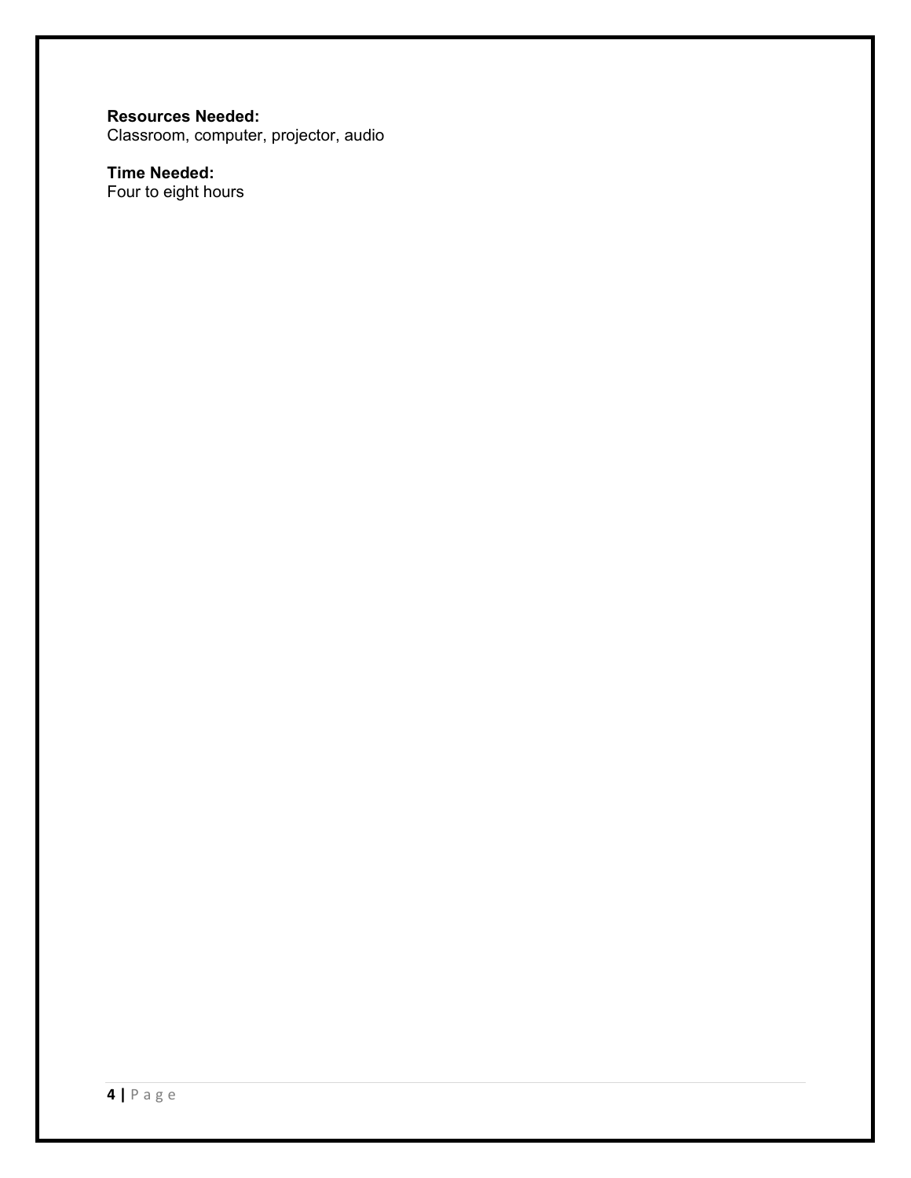**Resources Needed:**
Classroom, computer, projector, audio

**Time Needed:**
Four to eight hours